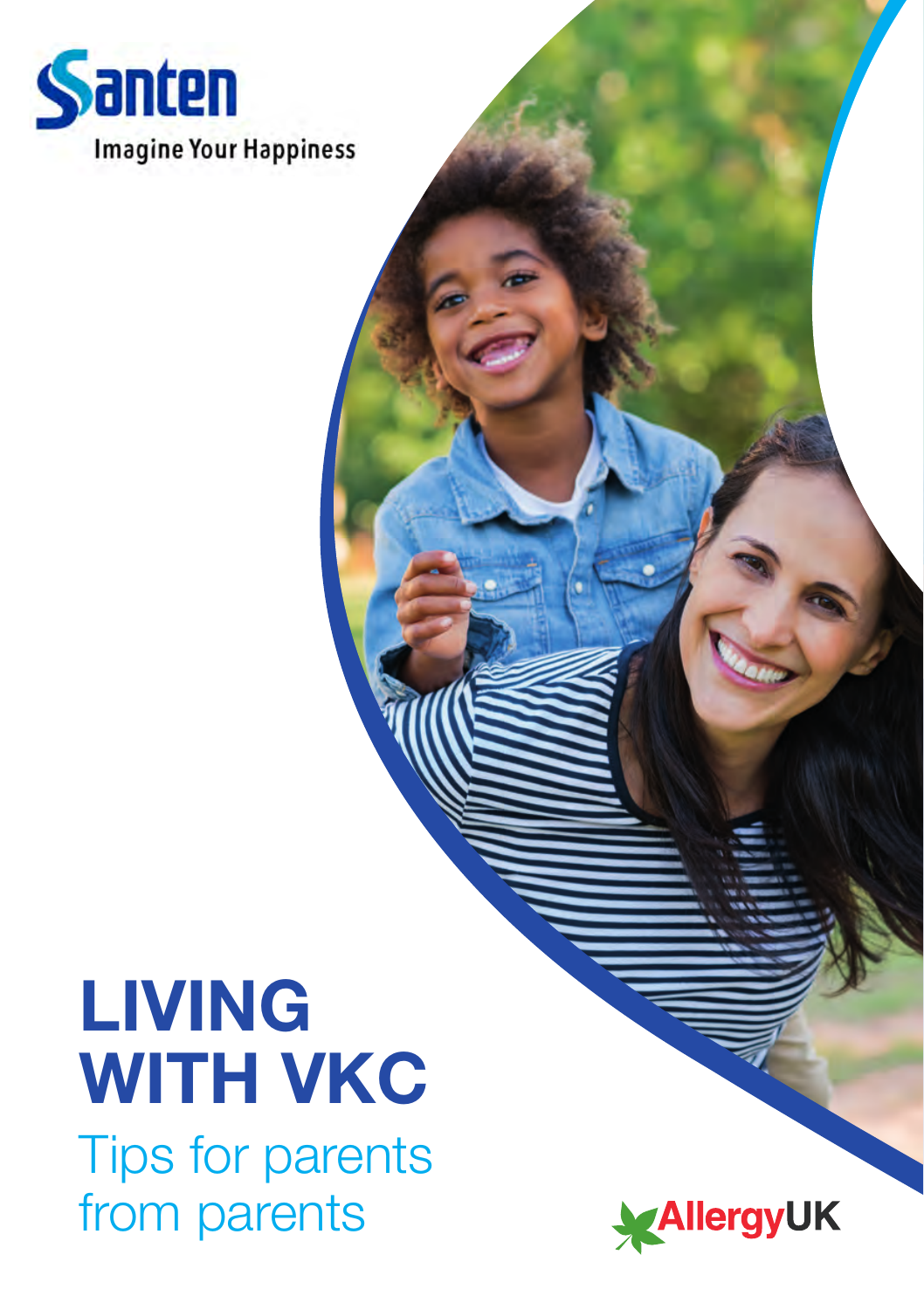Santen

Imagine Your Happiness

# LIVING WITH VKC

## Tips for parents from parents

AllergyUK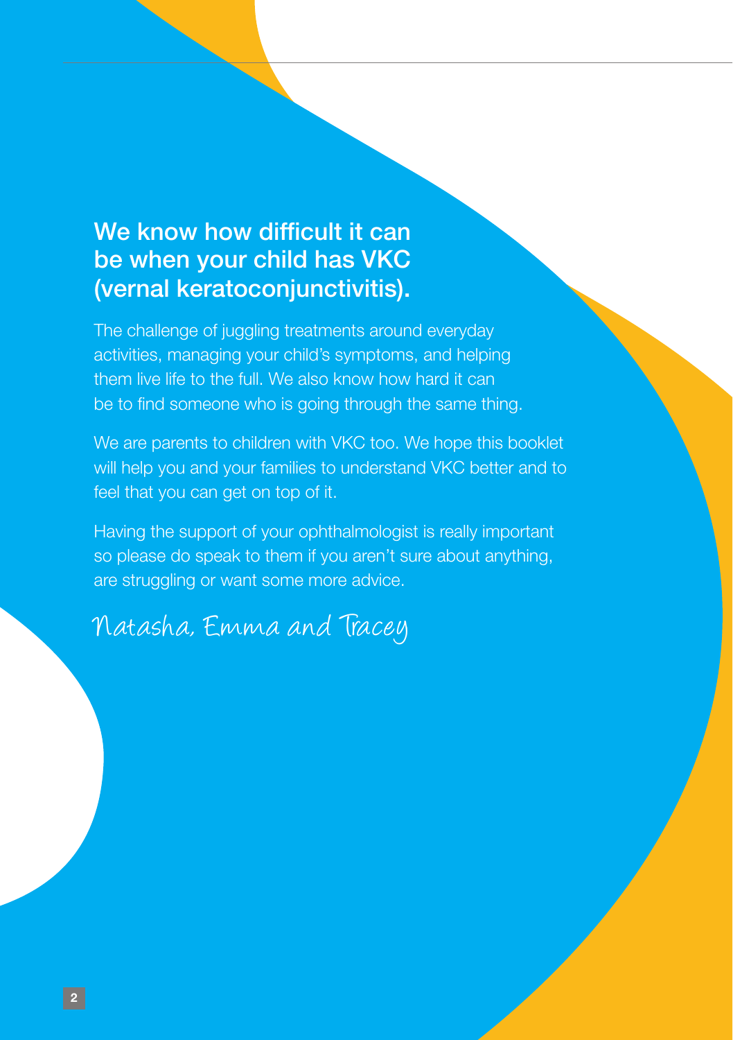## We know how difficult it can be when your child has VKC (vernal keratoconjunctivitis).

The challenge of juggling treatments around everyday activities, managing your child's symptoms, and helping them live life to the full. We also know how hard it can be to find someone who is going through the same thing.

We are parents to children with VKC too. We hope this booklet will help you and your families to understand VKC better and to feel that you can get on top of it.

Having the support of your ophthalmologist is really important so please do speak to them if you aren't sure about anything, are struggling or want some more advice.

*Natasha, Emma and Tracey*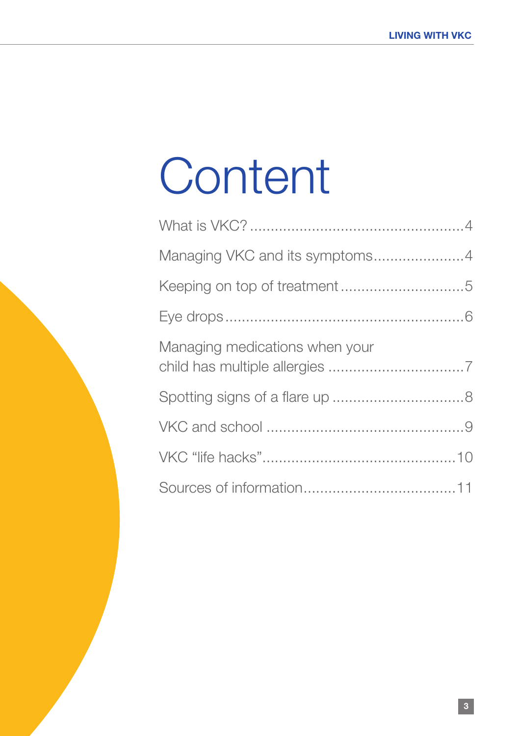# Content

What is VKC? ..................................................4

Managing VKC and its symptoms.....................4

Keeping on top of treatment .............................5

Eye drops........................................................6

Managing medications when your child has multiple allergies ................................7

Spotting signs of a flare up ...............................8

VKC and school ..............................................9

VKC "life hacks"..............................................10

Sources of information....................................11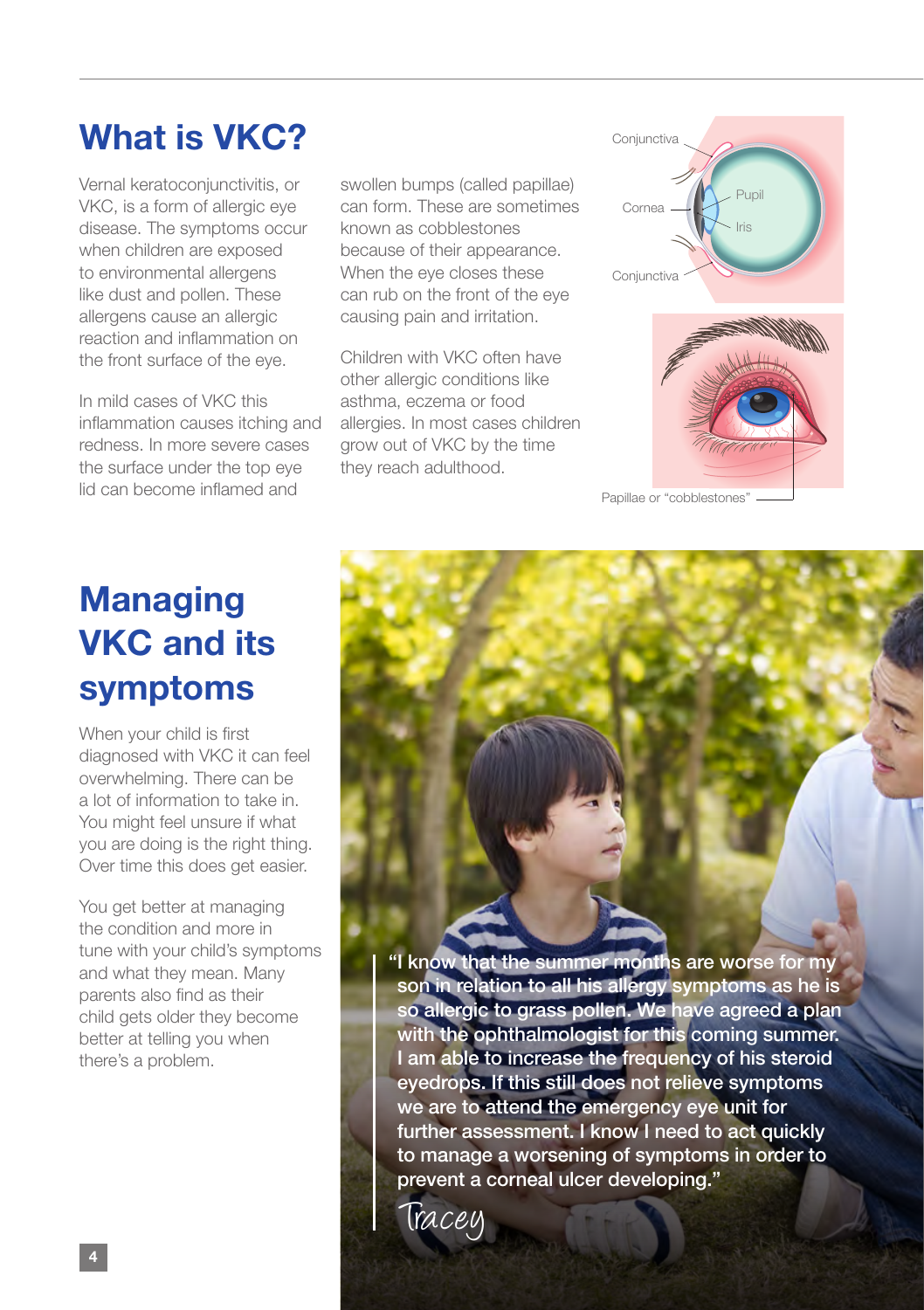# What is VKC?

Vernal keratoconjunctivitis, or VKC, is a form of allergic eye disease. The symptoms occur when children are exposed to environmental allergens like dust and pollen. These allergens cause an allergic reaction and inflammation on the front surface of the eye.

In mild cases of VKC this inflammation causes itching and redness. In more severe cases the surface under the top eye lid can become inflamed and swollen bumps (called papillae) can form. These are sometimes known as cobblestones because of their appearance. When the eye closes these can rub on the front of the eye causing pain and irritation.

Children with VKC often have other allergic conditions like asthma, eczema or food allergies. In most cases children grow out of VKC by the time they reach adulthood.

Conjunctiva
Cornea
Pupil
Iris
Conjunctiva

Papillae or "cobblestones"

# Managing VKC and its symptoms

When your child is first diagnosed with VKC it can feel overwhelming. There can be a lot of information to take in. You might feel unsure if what you are doing is the right thing. Over time this does get easier.

You get better at managing the condition and more in tune with your child's symptoms and what they mean. Many parents also find as their child gets older they become better at telling you when there's a problem.

> "I know that the summer months are worse for my son in relation to all his allergy symptoms as he is so allergic to grass pollen. We have agreed a plan with the ophthalmologist for this coming summer. I am able to increase the frequency of his steroid eyedrops. If this still does not relieve symptoms we are to attend the emergency eye unit for further assessment. I know I need to act quickly to manage a worsening of symptoms in order to prevent a corneal ulcer developing."
>
> *Tracey*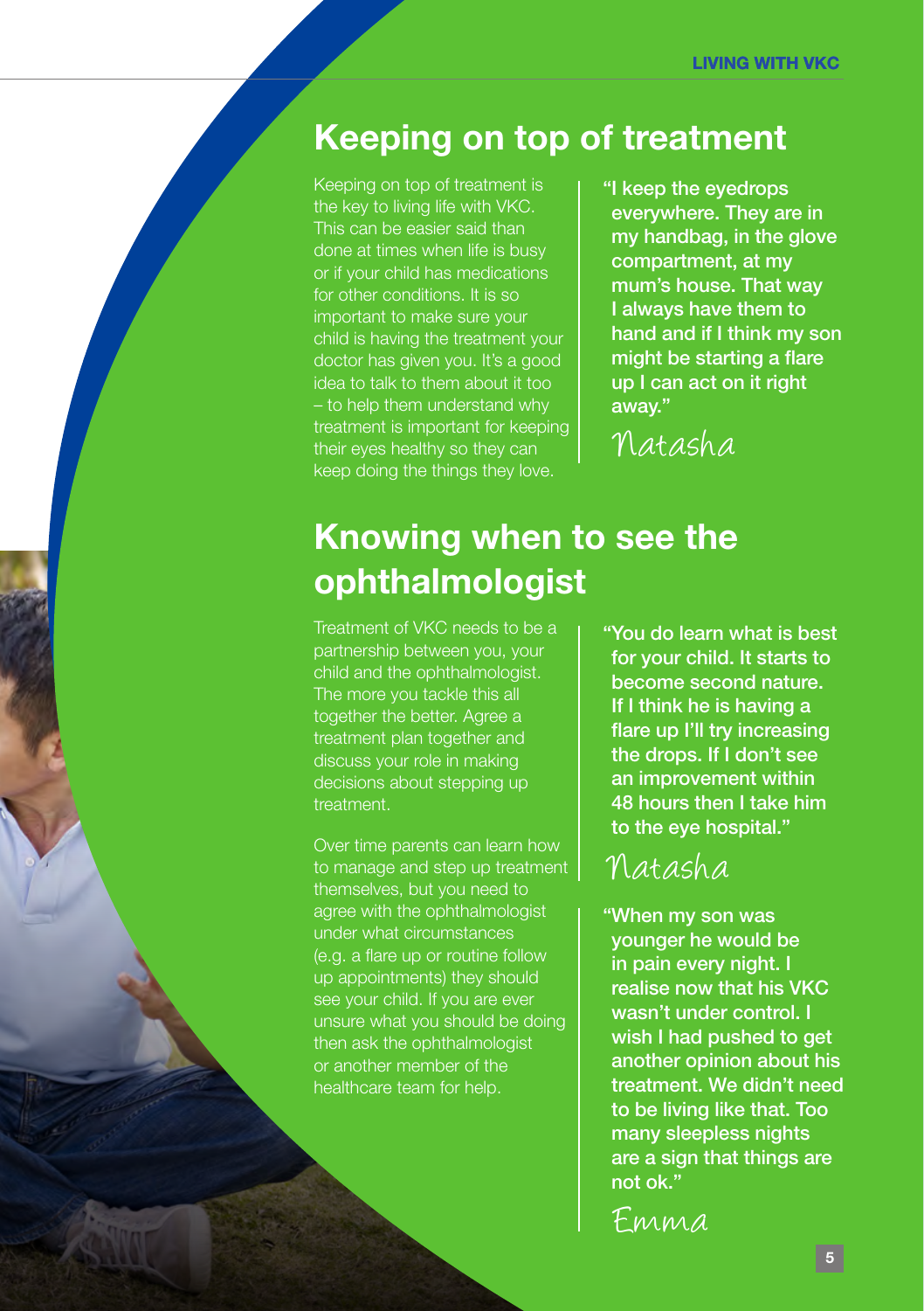## Keeping on top of treatment

Keeping on top of treatment is the key to living life with VKC. This can be easier said than done at times when life is busy or if your child has medications for other conditions. It is so important to make sure your child is having the treatment your doctor has given you. It's a good idea to talk to them about it too – to help them understand why treatment is important for keeping their eyes healthy so they can keep doing the things they love.

**"I keep the eyedrops everywhere. They are in my handbag, in the glove compartment, at my mum's house. That way I always have them to hand and if I think my son might be starting a flare up I can act on it right away."**

*Natasha*

## Knowing when to see the ophthalmologist

Treatment of VKC needs to be a partnership between you, your child and the ophthalmologist. The more you tackle this all together the better. Agree a treatment plan together and discuss your role in making decisions about stepping up treatment.

Over time parents can learn how to manage and step up treatment themselves, but you need to agree with the ophthalmologist under what circumstances (e.g. a flare up or routine follow up appointments) they should see your child. If you are ever unsure what you should be doing then ask the ophthalmologist or another member of the healthcare team for help.

**"You do learn what is best for your child. It starts to become second nature. If I think he is having a flare up I'll try increasing the drops. If I don't see an improvement within 48 hours then I take him to the eye hospital."**

*Natasha*

**"When my son was younger he would be in pain every night. I realise now that his VKC wasn't under control. I wish I had pushed to get another opinion about his treatment. We didn't need to be living like that. Too many sleepless nights are a sign that things are not ok."**

*Emma*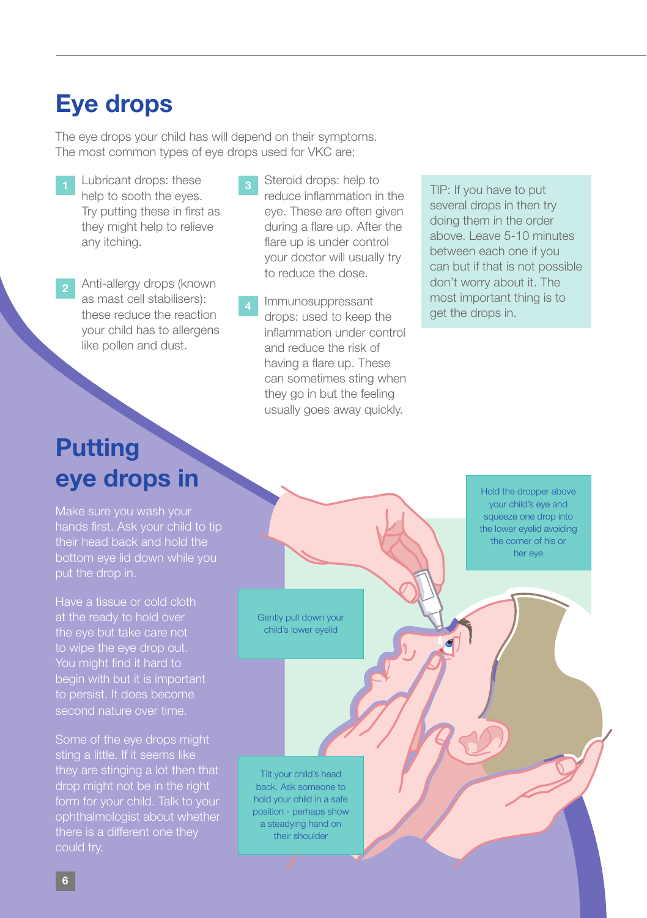# Eye drops

The eye drops your child has will depend on their symptoms. The most common types of eye drops used for VKC are:

1. Lubricant drops: these help to sooth the eyes. Try putting these in first as they might help to relieve any itching.
2. Anti-allergy drops (known as mast cell stabilisers): these reduce the reaction your child has to allergens like pollen and dust.
3. Steroid drops: help to reduce inflammation in the eye. These are often given during a flare up. After the flare up is under control your doctor will usually try to reduce the dose.
4. Immunosuppressant drops: used to keep the inflammation under control and reduce the risk of having a flare up. These can sometimes sting when they go in but the feeling usually goes away quickly.

TIP: If you have to put several drops in then try doing them in the order above. Leave 5-10 minutes between each one if you can but if that is not possible don't worry about it. The most important thing is to get the drops in.

# Putting eye drops in

Make sure you wash your hands first. Ask your child to tip their head back and hold the bottom eye lid down while you put the drop in.

Have a tissue or cold cloth at the ready to hold over the eye but take care not to wipe the eye drop out. You might find it hard to begin with but it is important to persist. It does become second nature over time.

Some of the eye drops might sting a little. If it seems like they are stinging a lot then that drop might not be in the right form for your child. Talk to your ophthalmologist about whether there is a different one they could try.

Hold the dropper above your child's eye and squeeze one drop into the lower eyelid avoiding the corner of his or her eye

Gently pull down your child's lower eyelid

Tilt your child's head back. Ask someone to hold your child in a safe position - perhaps show a steadying hand on their shoulder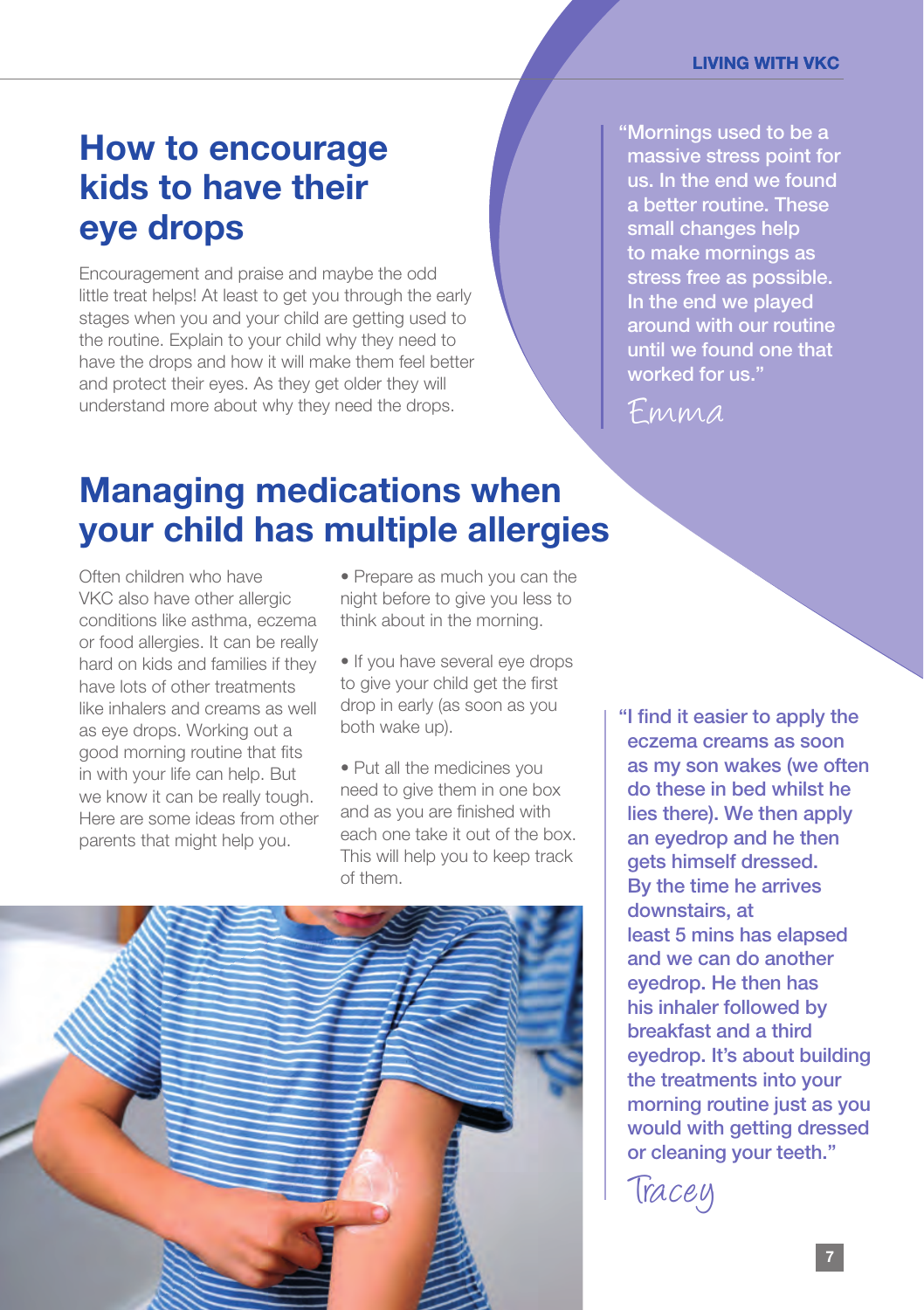# How to encourage kids to have their eye drops

Encouragement and praise and maybe the odd little treat helps! At least to get you through the early stages when you and your child are getting used to the routine. Explain to your child why they need to have the drops and how it will make them feel better and protect their eyes. As they get older they will understand more about why they need the drops.

> "Mornings used to be a massive stress point for us. In the end we found a better routine. These small changes help to make mornings as stress free as possible. In the end we played around with our routine until we found one that worked for us."
>
> Emma

# Managing medications when your child has multiple allergies

Often children who have VKC also have other allergic conditions like asthma, eczema or food allergies. It can be really hard on kids and families if they have lots of other treatments like inhalers and creams as well as eye drops. Working out a good morning routine that fits in with your life can help. But we know it can be really tough. Here are some ideas from other parents that might help you.

- Prepare as much you can the night before to give you less to think about in the morning.
- If you have several eye drops to give your child get the first drop in early (as soon as you both wake up).
- Put all the medicines you need to give them in one box and as you are finished with each one take it out of the box. This will help you to keep track of them.

> "I find it easier to apply the eczema creams as soon as my son wakes (we often do these in bed whilst he lies there). We then apply an eyedrop and he then gets himself dressed. By the time he arrives downstairs, at least 5 mins has elapsed and we can do another eyedrop. He then has his inhaler followed by breakfast and a third eyedrop. It's about building the treatments into your morning routine just as you would with getting dressed or cleaning your teeth."
>
> Tracey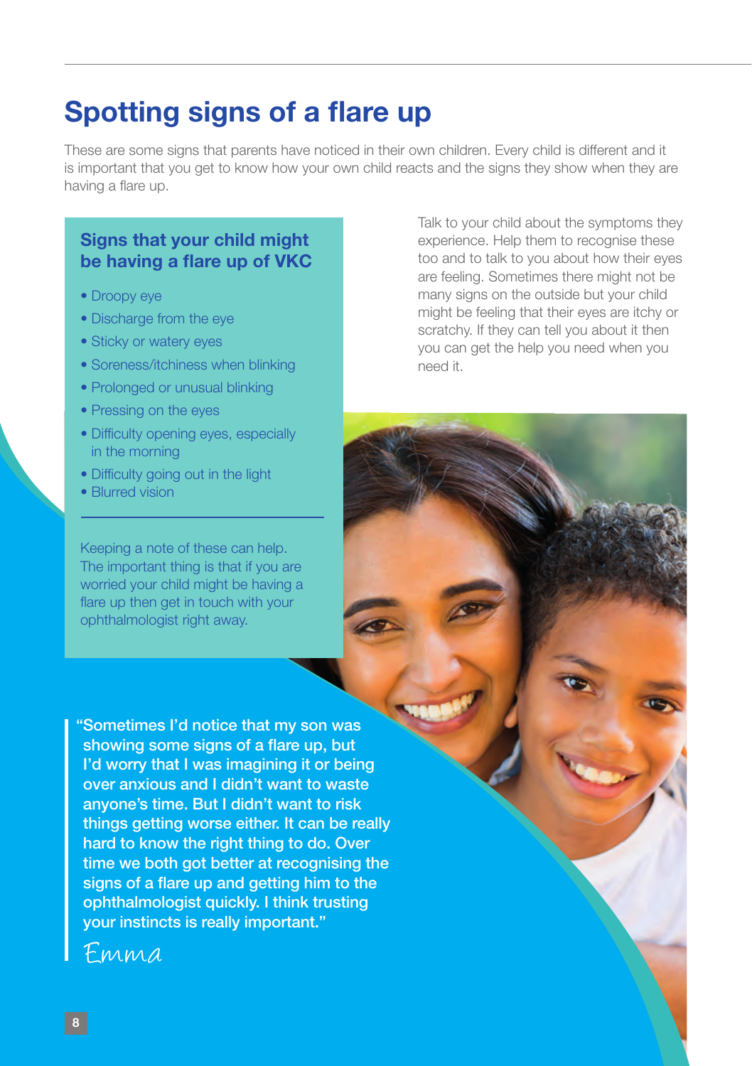# Spotting signs of a flare up

These are some signs that parents have noticed in their own children. Every child is different and it is important that you get to know how your own child reacts and the signs they show when they are having a flare up.

## Signs that your child might be having a flare up of VKC

- Droopy eye
- Discharge from the eye
- Sticky or watery eyes
- Soreness/itchiness when blinking
- Prolonged or unusual blinking
- Pressing on the eyes
- Difficulty opening eyes, especially in the morning
- Difficulty going out in the light
- Blurred vision

---

Keeping a note of these can help. The important thing is that if you are worried your child might be having a flare up then get in touch with your ophthalmologist right away.

Talk to your child about the symptoms they experience. Help them to recognise these too and to talk to you about how their eyes are feeling. Sometimes there might not be many signs on the outside but your child might be feeling that their eyes are itchy or scratchy. If they can tell you about it then you can get the help you need when you need it.

> **"Sometimes I'd notice that my son was showing some signs of a flare up, but I'd worry that I was imagining it or being over anxious and I didn't want to waste anyone's time. But I didn't want to risk things getting worse either. It can be really hard to know the right thing to do. Over time we both got better at recognising the signs of a flare up and getting him to the ophthalmologist quickly. I think trusting your instincts is really important."**
>
> *Emma*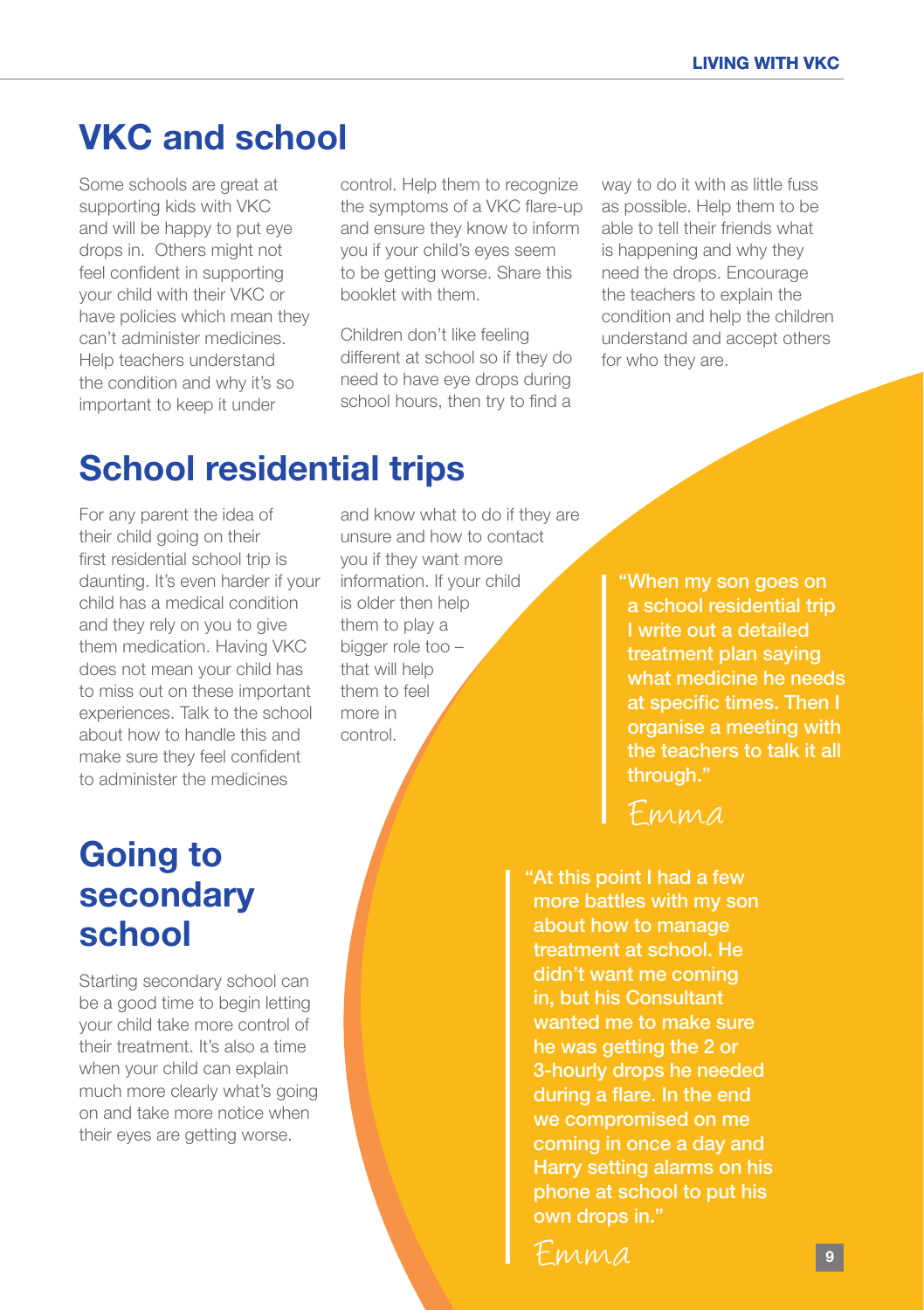## VKC and school

Some schools are great at supporting kids with VKC and will be happy to put eye drops in. Others might not feel confident in supporting your child with their VKC or have policies which mean they can't administer medicines. Help teachers understand the condition and why it's so important to keep it under control. Help them to recognize the symptoms of a VKC flare-up and ensure they know to inform you if your child's eyes seem to be getting worse. Share this booklet with them.

Children don't like feeling different at school so if they do need to have eye drops during school hours, then try to find a way to do it with as little fuss as possible. Help them to be able to tell their friends what is happening and why they need the drops. Encourage the teachers to explain the condition and help the children understand and accept others for who they are.

## School residential trips

For any parent the idea of their child going on their first residential school trip is daunting. It's even harder if your child has a medical condition and they rely on you to give them medication. Having VKC does not mean your child has to miss out on these important experiences. Talk to the school about how to handle this and make sure they feel confident to administer the medicines and know what to do if they are unsure and how to contact you if they want more information. If your child is older then help them to play a bigger role too – that will help them to feel more in control.

> **"When my son goes on a school residential trip I write out a detailed treatment plan saying what medicine he needs at specific times. Then I organise a meeting with the teachers to talk it all through."**
>
> *Emma*

## Going to secondary school

Starting secondary school can be a good time to begin letting your child take more control of their treatment. It's also a time when your child can explain much more clearly what's going on and take more notice when their eyes are getting worse.

> **"At this point I had a few more battles with my son about how to manage treatment at school. He didn't want me coming in, but his Consultant wanted me to make sure he was getting the 2 or 3-hourly drops he needed during a flare. In the end we compromised on me coming in once a day and Harry setting alarms on his phone at school to put his own drops in."**
>
> *Emma*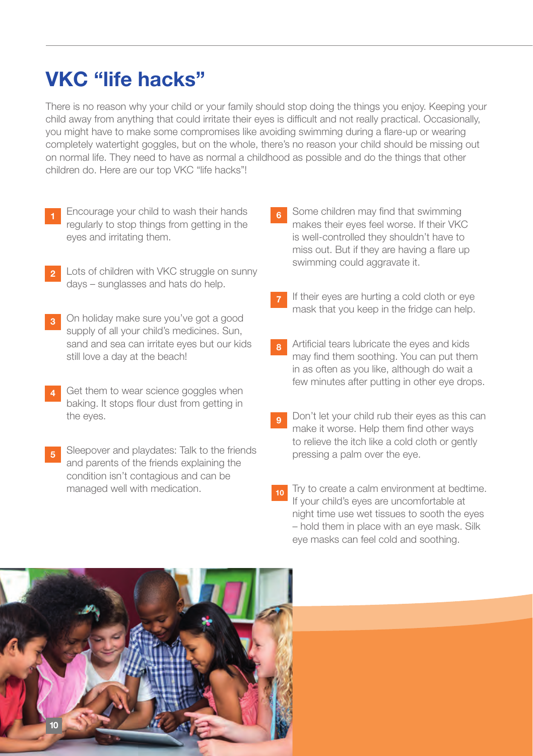# VKC "life hacks"

There is no reason why your child or your family should stop doing the things you enjoy. Keeping your child away from anything that could irritate their eyes is difficult and not really practical. Occasionally, you might have to make some compromises like avoiding swimming during a flare-up or wearing completely watertight goggles, but on the whole, there's no reason your child should be missing out on normal life. They need to have as normal a childhood as possible and do the things that other children do. Here are our top VKC "life hacks"!

1. Encourage your child to wash their hands regularly to stop things from getting in the eyes and irritating them.
2. Lots of children with VKC struggle on sunny days – sunglasses and hats do help.
3. On holiday make sure you've got a good supply of all your child's medicines. Sun, sand and sea can irritate eyes but our kids still love a day at the beach!
4. Get them to wear science goggles when baking. It stops flour dust from getting in the eyes.
5. Sleepover and playdates: Talk to the friends and parents of the friends explaining the condition isn't contagious and can be managed well with medication.
6. Some children may find that swimming makes their eyes feel worse. If their VKC is well-controlled they shouldn't have to miss out. But if they are having a flare up swimming could aggravate it.
7. If their eyes are hurting a cold cloth or eye mask that you keep in the fridge can help.
8. Artificial tears lubricate the eyes and kids may find them soothing. You can put them in as often as you like, although do wait a few minutes after putting in other eye drops.
9. Don't let your child rub their eyes as this can make it worse. Help them find other ways to relieve the itch like a cold cloth or gently pressing a palm over the eye.
10. Try to create a calm environment at bedtime. If your child's eyes are uncomfortable at night time use wet tissues to sooth the eyes – hold them in place with an eye mask. Silk eye masks can feel cold and soothing.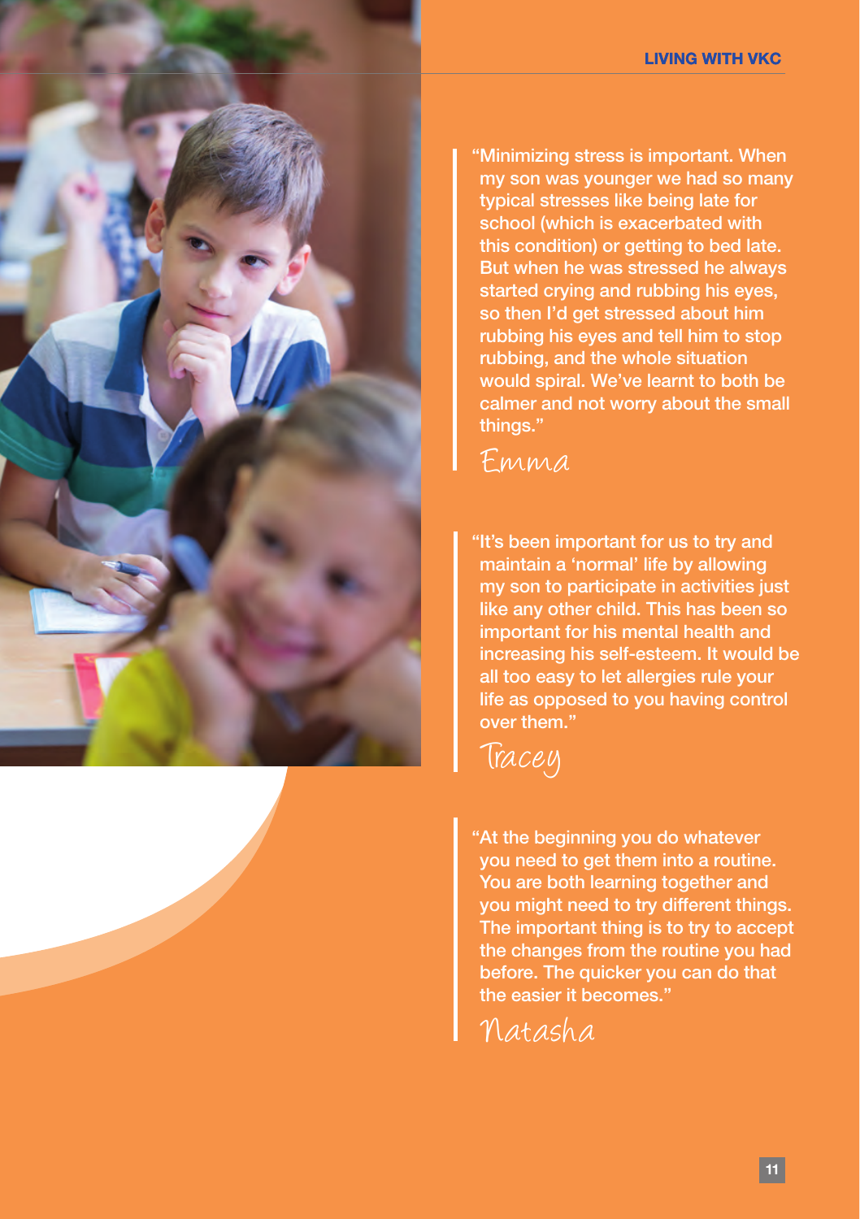> "Minimizing stress is important. When my son was younger we had so many typical stresses like being late for school (which is exacerbated with this condition) or getting to bed late. But when he was stressed he always started crying and rubbing his eyes, so then I'd get stressed about him rubbing his eyes and tell him to stop rubbing, and the whole situation would spiral. We've learnt to both be calmer and not worry about the small things."
>
> *Emma*

> "It's been important for us to try and maintain a 'normal' life by allowing my son to participate in activities just like any other child. This has been so important for his mental health and increasing his self-esteem. It would be all too easy to let allergies rule your life as opposed to you having control over them."
>
> *Tracey*

> "At the beginning you do whatever you need to get them into a routine. You are both learning together and you might need to try different things. The important thing is to try to accept the changes from the routine you had before. The quicker you can do that the easier it becomes."
>
> *Natasha*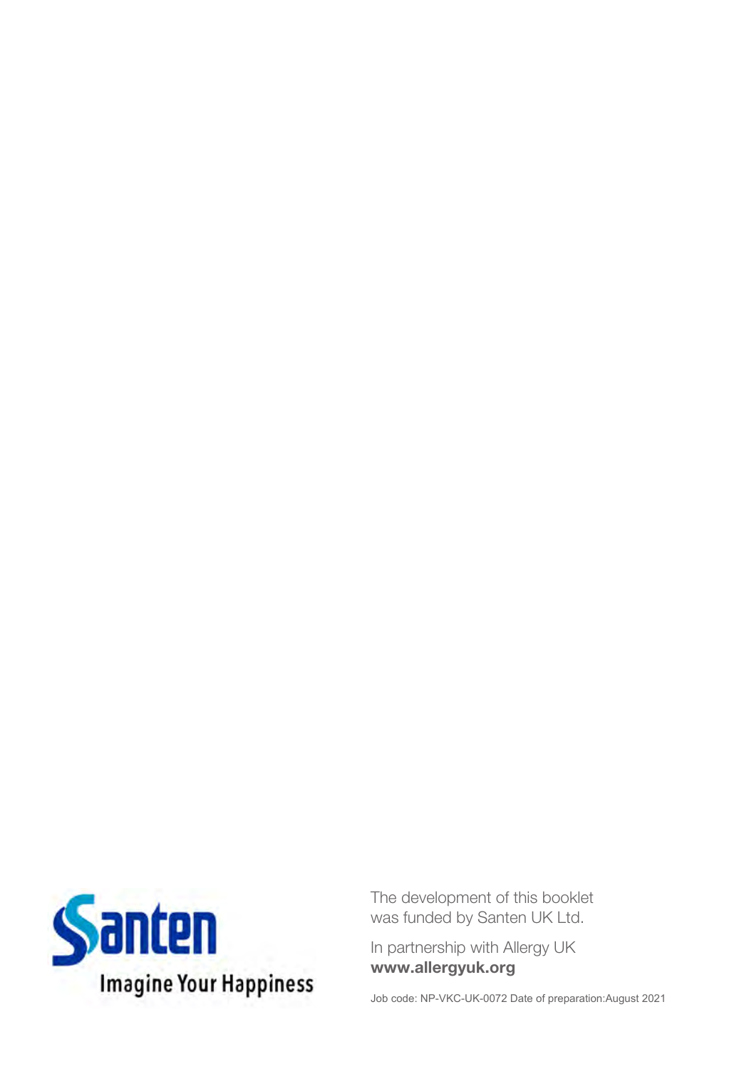Santen

Imagine Your Happiness

The development of this booklet was funded by Santen UK Ltd.

In partnership with Allergy UK
**www.allergyuk.org**

Job code: NP-VKC-UK-0072 Date of preparation:August 2021